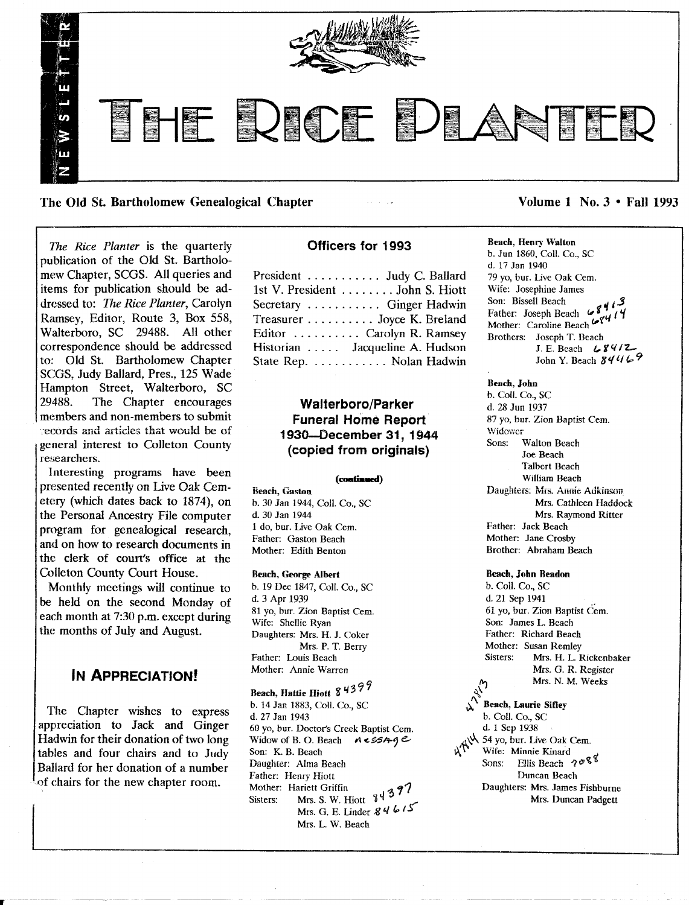# THE RICE PLANTER

NEWSLETTER

**The Old St. Bartholomew Genealogical Chapter** **Volume 1 No. 3 • Fall 1993**

*The Rice Planter* is the quarterly publication of the Old St. Bartholomew Chapter, SCGS. All queries and items for publication should be addressed to: *The Rice Planter*, Carolyn Ramsey, Editor, Route 3, Box 558, Walterboro, SC 29488. All other correspondence should be addressed to: Old St. Bartholomew Chapter SCGS, Judy Ballard, Pres., 125 Wade Hampton Street, Walterboro, SC 29488. The Chapter encourages members and non-members to submit records and articles that would be of general interest to Colleton County researchers.

Interesting programs have been presented recently on Live Oak Cemetery (which dates back to 1874), on the Personal Ancestry File computer program for genealogical research, and on how to research documents in the clerk of court's office at the Colleton County Court House.

Monthly meetings will continue to be held on the second Monday of each month at 7:30 p.m. except during the months of July and August.

## IN APPRECIATION!

The Chapter wishes to express appreciation to Jack and Ginger Hadwin for their donation of two long tables and four chairs and to Judy Ballard for her donation of a number of chairs for the new chapter room.

## Officers for 1993

President ........... Judy C. Ballard
1st V. President ........ John S. Hiott
Secretary ........... Ginger Hadwin
Treasurer .......... Joyce K. Breland
Editor .......... Carolyn R. Ramsey
Historian ..... Jacqueline A. Hudson
State Rep. ........... Nolan Hadwin

## Walterboro/Parker Funeral Home Report 1930—December 31, 1944 (copied from originals)

**(continued)**

**Beach, Gaston**
b. 30 Jan 1944, Coll. Co., SC
d. 30 Jan 1944
1 do, bur. Live Oak Cem.
Father: Gaston Beach
Mother: Edith Benton

**Beach, George Albert**
b. 19 Dec 1847, Coll. Co., SC
d. 3 Apr 1939
81 yo, bur. Zion Baptist Cem.
Wife: Shellie Ryan
Daughters: Mrs. H. J. Coker
Mrs. P. T. Berry
Father: Louis Beach
Mother: Annie Warren

**Beach, Hattie Hiott** 84399
b. 14 Jan 1883, Coll. Co., SC
d. 27 Jan 1943
60 yo, bur. Doctor's Creek Baptist Cem.
Widow of B. O. Beach message
Son: K. B. Beach
Daughter: Alma Beach
Father: Henry Hiott
Mother: Hariett Griffin
Sisters: Mrs. S. W. Hiott 84397
Mrs. G. E. Linder 84615
Mrs. L. W. Beach

**Beach, Henry Walton**
b. Jun 1860, Coll. Co., SC
d. 17 Jan 1940
79 yo, bur. Live Oak Cem.
Wife: Josephine James
Son: Bissell Beach 68413
Father: Joseph Beach 68414
Mother: Caroline Beach
Brothers: Joseph T. Beach
J. E. Beach 68412
John Y. Beach 84469

**Beach, John**
b. Coll. Co., SC
d. 28 Jun 1937
87 yo, bur. Zion Baptist Cem.
Widower
Sons: Walton Beach
Joe Beach
Talbert Beach
William Beach
Daughters: Mrs. Annie Adkinson
Mrs. Cathleen Haddock
Mrs. Raymond Ritter
Father: Jack Beach
Mother: Jane Crosby
Brother: Abraham Beach

**Beach, John Beadon**
b. Coll. Co., SC
d. 21 Sep 1941
61 yo, bur. Zion Baptist Cem.
Son: James L. Beach
Father: Richard Beach
Mother: Susan Remley
Sisters: Mrs. H. L. Rickenbaker
Mrs. G. R. Register
Mrs. N. M. Weeks

47813
**Beach, Laurie Sifley**
b. Coll. Co., SC
d. 1 Sep 1938
47814 54 yo, bur. Live Oak Cem.
Wife: Minnie Kinard
Sons: Ellis Beach 7088
Duncan Beach
Daughters: Mrs. James Fishburne
Mrs. Duncan Padgett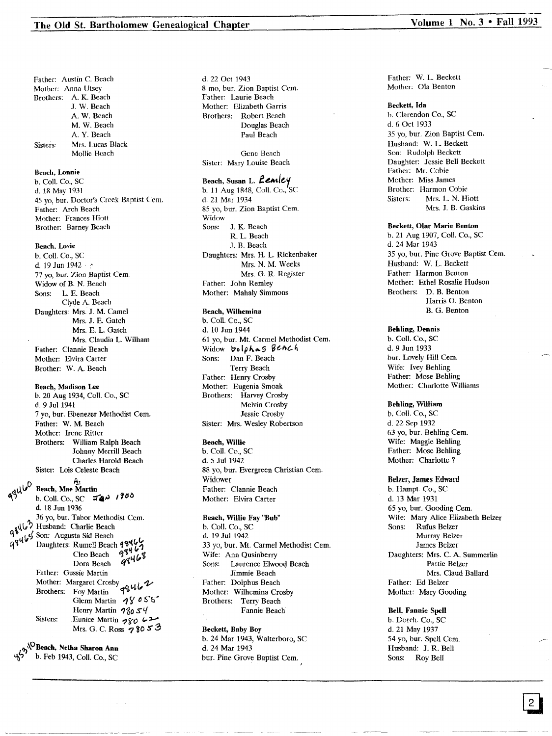Father: Austin C. Beach
Mother: Anna Utsey
Brothers: A. K. Beach
J. W. Beach
A. W. Beach
M. W. Beach
A. Y. Beach
Sisters: Mrs. Lucas Black
Mollie Beach

**Beach, Lonnie**
b. Coll. Co., SC
d. 18 May 1931
45 yo, bur. Doctor's Creek Baptist Cem.
Father: Arch Beach
Mother: Frances Hiott
Brother: Barney Beach

**Beach, Lovie**
b. Coll. Co., SC
d. 19 Jun 1942
77 yo, bur. Zion Baptist Cem.
Widow of B. N. Beach
Sons: L. E. Beach
Clyde A. Beach
Daughters: Mrs. J. M. Camel
Mrs. J. E. Gatch
Mrs. E. L. Gatch
Mrs. Claudia L. Wilham
Father: Clannie Beach
Mother: Elvira Carter
Brother: W. A. Beach

**Beach, Madison Lee**
b. 20 Aug 1934, Coll. Co., SC
d. 9 Jul 1941
7 yo, bur. Ebenezer Methodist Cem.
Father: W. M. Beach
Mother: Irene Ritter
Brothers: William Ralph Beach
Johnny Merrill Beach
Charles Harold Beach
Sister: Lois Celeste Beach

98460 **Beach, Mae A. Martin**
b. Coll. Co., SC Jan 1900
d. 18 Jun 1936
36 yo, bur. Tabor Methodist Cem.
98463 Husband: Charlie Beach
98465 Son: Augusta Sid Beach
Daughters: Rumell Beach 98466
Cleo Beach 98467
Dora Beach 98468
Father: Gussie Martin
Mother: Margaret Crosby
Brothers: Foy Martin 98462
Glenn Martin 78055
Henry Martin 78054
Sisters: Eunice Martin 78062
Mrs. G. C. Ross 78053

95340 **Beach, Netha Sharon Ann**
b. Feb 1943, Coll. Co., SC
d. 22 Oct 1943
8 mo, bur. Zion Baptist Cem.
Father: Laurie Beach
Mother: Elizabeth Garris
Brothers: Robert Beach
Douglas Beach
Paul Beach

Gene Beach
Sister: Mary Louise Beach

**Beach, Susan L.** Remley
b. 11 Aug 1848, Coll. Co., SC
d. 21 Mar 1934
85 yo, bur. Zion Baptist Cem.
Widow
Sons: J. K. Beach
R. L. Beach
J. B. Beach
Daughters: Mrs. H. L. Rickenbaker
Mrs. N. M. Weeks
Mrs. G. R. Register
Father: John Remley
Mother: Mahaly Simmons

**Beach, Wilhemina**
b. Coll. Co., SC
d. 10 Jun 1944
61 yo, bur. Mt. Carmel Methodist Cem.
Widow Dolphus Beach
Sons: Dan F. Beach
Terry Beach
Father: Henry Crosby
Mother: Eugenia Smoak
Brothers: Harvey Crosby
Melvin Crosby
Jessie Crosby
Sister: Mrs. Wesley Robertson

**Beach, Willie**
b. Coll. Co., SC
d. 5 Jul 1942
88 yo, bur. Evergreen Christian Cem.
Widower
Father: Clannie Beach
Mother: Elvira Carter

**Beach, Willie Fay "Bub"**
b. Coll. Co., SC
d. 19 Jul 1942
33 yo, bur. Mt. Carmel Methodist Cem.
Wife: Ann Qusinberry
Sons: Laurence Elwood Beach
Jimmie Beach
Father: Dolphus Beach
Mother: Wilhemina Crosby
Brothers: Terry Beach
Fannie Beach

**Beckett, Baby Boy**
b. 24 Mar 1943, Walterboro, SC
d. 24 Mar 1943
bur. Pine Grove Baptist Cem.
Father: W. L. Beckett
Mother: Ola Benton

**Beckett, Ida**
b. Clarendon Co., SC
d. 6 Oct 1933
35 yo, bur. Zion Baptist Cem.
Husband: W. L. Beckett
Son: Rudolph Beckett
Daughter: Jessie Bell Beckett
Father: Mr. Cobie
Mother: Miss James
Brother: Harmon Cobie
Sisters: Mrs. L. N. Hiott
Mrs. J. B. Gaskins

**Beckett, Olar Marie Benton**
b. 21 Aug 1907, Coll. Co., SC
d. 24 Mar 1943
35 yo, bur. Pine Grove Baptist Cem.
Husband: W. L. Beckett
Father: Harmon Benton
Mother: Ethel Rosalie Hudson
Brothers: D. B. Benton
Harris O. Benton
B. G. Benton

**Behling, Dennis**
b. Coll. Co., SC
d. 9 Jun 1933
bur. Lovely Hill Cem.
Wife: Ivey Behling
Father: Mose Behling
Mother: Charlotte Williams

**Behling, William**
b. Coll. Co., SC
d. 22 Sep 1932
63 yo, bur. Behling Cem.
Wife: Maggie Behling
Father: Mose Behling
Mother: Charlotte ?

**Belzer, James Edward**
b. Hampt. Co., SC
d. 13 Mar 1931
65 yo, bur. Gooding Cem.
Wife: Mary Alice Elizabeth Belzer
Sons: Rufus Belzer
Murray Belzer
James Belzer
Daughters: Mrs. C. A. Summerlin
Pattie Belzer
Mrs. Claud Ballard
Father: Ed Belzer
Mother: Mary Gooding

**Bell, Fannie Spell**
b. Dorch. Co., SC
d. 21 May 1937
54 yo, bur. Spell Cem.
Husband: J. R. Bell
Sons: Roy Bell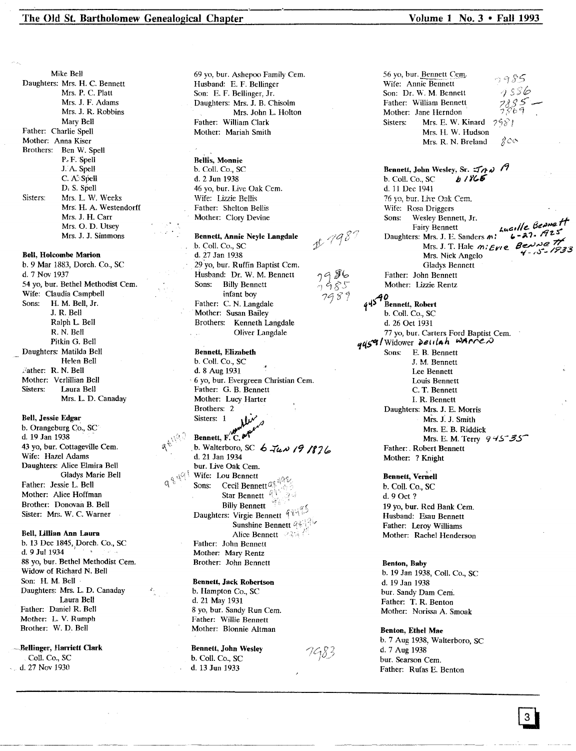Mike Bell
Daughters: Mrs. H. C. Bennett
Mrs. P. C. Platt
Mrs. J. F. Adams
Mrs. J. R. Robbins
Mary Bell
Father: Charlie Spell
Mother: Anna Kiser
Brothers: Ben W. Spell
P. F. Spell
J. A. Spell
C. A. Spell
D. S. Spell
Sisters: Mrs. L. W. Weeks
Mrs. H. A. Westendorff
Mrs. J. H. Carr
Mrs. O. D. Utsey
Mrs. J. J. Simmons

**Bell, Holcombe Marion**
b. 9 Mar 1883, Dorch. Co., SC
d. 7 Nov 1937
54 yo, bur. Bethel Methodist Cem.
Wife: Claudia Campbell
Sons: H. M. Bell, Jr.
J. R. Bell
Ralph L. Bell
R. N. Bell
Pitkin G. Bell
Daughters: Matilda Bell
Helen Bell
Father: R. N. Bell
Mother: Verlillian Bell
Sisters: Laura Bell
Mrs. L. D. Canaday

**Bell, Jessie Edgar**
b. Orangeburg Co., SC
d. 19 Jan 1938
43 yo, bur. Cottageville Cem.
Wife: Hazel Adams
Daughters: Alice Elmira Bell
Gladys Marie Bell
Father: Jessie L. Bell
Mother: Alice Hoffman
Brother: Donovan B. Bell
Sister: Mrs. W. C. Warner

**Bell, Lillian Ann Laura**
b. 13 Dec 1845, Dorch. Co., SC
d. 9 Jul 1934
88 yo, bur. Bethel Methodist Cem.
Widow of Richard N. Bell
Son: H. M. Bell
Daughters: Mrs. L. D. Canaday
Laura Bell
Father: Daniel R. Bell
Mother: L. V. Rumph
Brother: W. D. Bell

**Bellinger, Harriett Clark**
Coll. Co., SC
d. 27 Nov 1930
69 yo, bur. Ashepoo Family Cem.
Husband: E. F. Bellinger
Son: E. F. Bellinger, Jr.
Daughters: Mrs. J. B. Chisolm
Mrs. John L. Holton
Father: William Clark
Mother: Mariah Smith

**Bellis, Monnie**
b. Coll. Co., SC
d. 2 Jun 1938
46 yo, bur. Live Oak Cem.
Wife: Lizzie Bellis
Father: Shelton Bellis
Mother: Clory Devine

**Bennett, Annie Neyle Langdale** #7987
b. Coll. Co., SC
d. 27 Jan 1938
29 yo, bur. Ruffin Baptist Cem.
Husband: Dr. W. M. Bennett 7986
Sons: Billy Bennett 7985
infant boy 7989
Father: C. N. Langdale
Mother: Susan Bailey
Brothers: Kenneth Langdale
Oliver Langdale

**Bennett, Elizabeth**
b. Coll. Co., SC
d. 8 Aug 1931
6 yo, bur. Evergreen Christian Cem.
Father: G. B. Bennett
Mother: Lucy Harter
Brothers: 2
Sisters: 1

**Bennett, F. C.** Franklin Capers 9849
b. Walterboro, SC b. Jan 19 1876
d. 21 Jan 1934
bur. Live Oak Cem.
Wife: Lou Bennett 9849
Sons: Cecil Bennett
Star Bennett
Billy Bennett
Daughters: Virgie Bennett
Sunshine Bennett
Alice Bennett
Father: John Bennett
Mother: Mary Rentz
Brother: John Bennett

**Bennett, Jack Robertson**
b. Hampton Co., SC
d. 21 May 1931
8 yo, bur. Sandy Run Cem.
Father: Willie Bennett
Mother: Blonnie Altman

**Bennett, John Wesley** 7983
b. Coll. Co., SC
d. 13 Jun 1933
56 yo, bur. Bennett Cem.
Wife: Annie Bennett 7985
Son: Dr. W. M. Bennett 7986
Father: William Bennett 7885
Mother: Jane Herndon 7869
Sisters: Mrs. E. W. Kinard 7981
Mrs. H. W. Hudson
Mrs. R. N. Breland 800

**Bennett, John Wesley, Sr.** Jan 19
b. Coll. Co., SC b 1865
d. 11 Dec 1941
76 yo, bur. Live Oak Cem.
Wife: Rosa Driggers
Sons: Wesley Bennett, Jr.
Fairy Bennett
Daughters: Mrs. J. E. Sanders m: Lucille Bennett 6-27-1925
Mrs. J. T. Hale m: Evie Bennett 4-15-1933
Mrs. Nick Angelo
Gladys Bennett
Father: John Bennett
Mother: Lizzie Rentz

**Bennett, Robert** 9450
b. Coll. Co., SC
d. 26 Oct 1931
77 yo, bur. Carters Ford Baptist Cem.
9451 Widower Delilah Warren
Sons: E. B. Bennett
J. M. Bennett
Lee Bennett
Louis Bennett
C. T. Bennett
I. R. Bennett
Daughters: Mrs. J. E. Morris
Mrs. J. J. Smith
Mrs. E. B. Riddick
Mrs. E. M. Terry 9455
Father: Robert Bennett
Mother: ? Knight

**Bennett, Vernell**
b. Coll. Co., SC
d. 9 Oct ?
19 yo, bur. Red Bank Cem.
Husband: Esau Bennett
Father: Leroy Williams
Mother: Rachel Henderson

**Benton, Baby**
b. 19 Jan 1938, Coll. Co., SC
d. 19 Jan 1938
bur. Sandy Dam Cem.
Father: T. R. Benton
Mother: Norissa A. Smoak

**Benton, Ethel Mae**
b. 7 Aug 1938, Walterboro, SC
d. 7 Aug 1938
bur. Searson Cem.
Father: Rufas E. Benton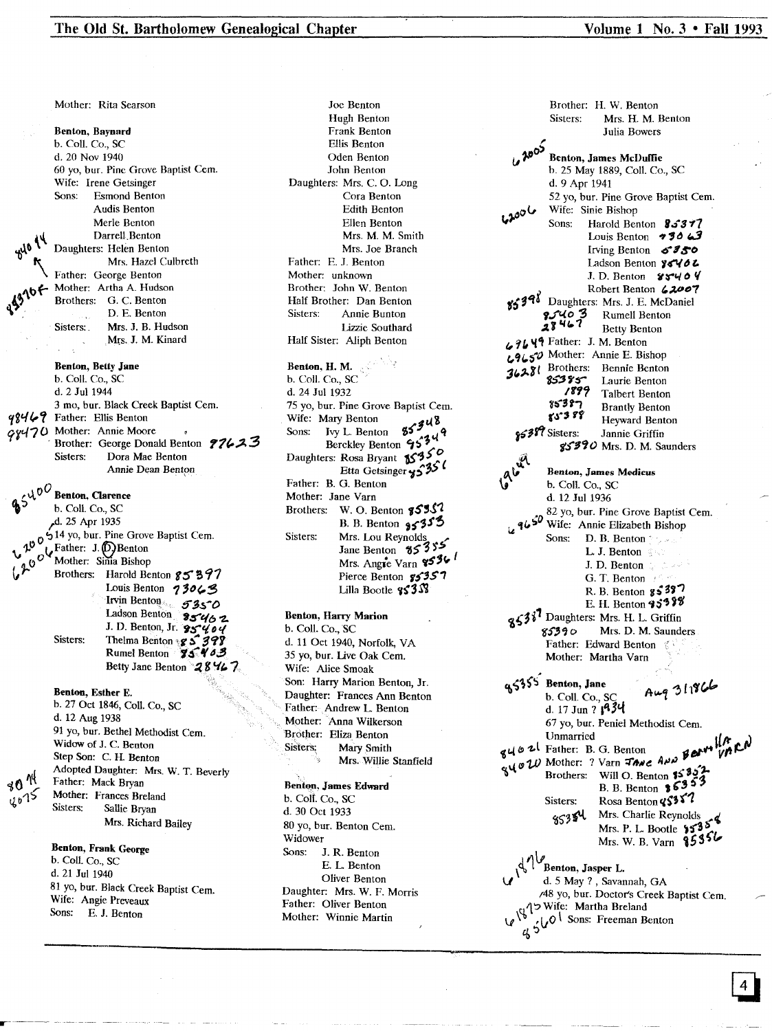Mother: Rita Searson

**Benton, Baynard**
b. Coll. Co., SC
d. 20 Nov 1940
60 yo, bur. Pine Grove Baptist Cem.
Wife: Irene Getsinger
Sons: Esmond Benton
Audis Benton
Merle Benton
Darrell Benton
Daughters: Helen Benton
Mrs. Hazel Culbreth
Father: George Benton
Mother: Artha A. Hudson
Brothers: G. C. Benton
D. E. Benton
Sisters: Mrs. J. B. Hudson
Mrs. J. M. Kinard

**Benton, Betty Jane**
b. Coll. Co., SC
d. 2 Jul 1944
3 mo, bur. Black Creek Baptist Cem.
Father: Ellis Benton
Mother: Annie Moore
Brother: George Donald Benton
Sisters: Dora Mae Benton
Annie Dean Benton

**Benton, Clarence**
b. Coll. Co., SC
d. 25 Apr 1935
14 yo, bur. Pine Grove Baptist Cem.
Father: J. D. Benton
Mother: Sinia Bishop
Brothers: Harold Benton
Louis Benton
Irvin Benton
Ladson Benton
J. D. Benton, Jr.
Sisters: Thelma Benton
Rumel Benton
Betty Jane Benton

**Benton, Esther E.**
b. 27 Oct 1846, Coll. Co., SC
d. 12 Aug 1938
91 yo, bur. Bethel Methodist Cem.
Widow of J. C. Benton
Step Son: C. H. Benton
Adopted Daughter: Mrs. W. T. Beverly
Father: Mack Bryan
Mother: Frances Breland
Sisters: Sallie Bryan
Mrs. Richard Bailey

**Benton, Frank George**
b. Coll. Co., SC
d. 21 Jul 1940
81 yo, bur. Black Creek Baptist Cem.
Wife: Angie Preveaux
Sons: E. J. Benton
Joe Benton
Hugh Benton
Frank Benton
Ellis Benton
Oden Benton
John Benton
Daughters: Mrs. C. O. Long
Cora Benton
Edith Benton
Ellen Benton
Mrs. M. M. Smith
Mrs. Joe Branch
Father: E. J. Benton
Mother: unknown
Brother: John W. Benton
Half Brother: Dan Benton
Sisters: Annie Bunton
Lizzie Southard
Half Sister: Aliph Benton

**Benton, H. M.**
b. Coll. Co., SC
d. 24 Jul 1932
75 yo, bur. Pine Grove Baptist Cem.
Wife: Mary Benton
Sons: Ivy L. Benton
Berckley Benton
Daughters: Rosa Bryant
Etta Getsinger
Father: B. G. Benton
Mother: Jane Varn
Brothers: W. O. Benton
B. B. Benton
Sisters: Mrs. Lou Reynolds
Jane Benton
Mrs. Angie Varn
Pierce Benton
Lilla Bootle

**Benton, Harry Marion**
b. Coll. Co., SC
d. 11 Oct 1940, Norfolk, VA
35 yo, bur. Live Oak Cem.
Wife: Alice Smoak
Son: Harry Marion Benton, Jr.
Daughter: Frances Ann Benton
Father: Andrew L. Benton
Mother: Anna Wilkerson
Brother: Eliza Benton
Sisters: Mary Smith
Mrs. Willie Stanfield

**Benton, James Edward**
b. Coll. Co., SC
d. 30 Oct 1933
80 yo, bur. Benton Cem.
Widower
Sons: J. R. Benton
E. L. Benton
Oliver Benton
Daughter: Mrs. W. F. Morris
Father: Oliver Benton
Mother: Winnie Martin
Brother: H. W. Benton
Sisters: Mrs. H. M. Benton
Julia Bowers

**Benton, James McDuffie**
b. 25 May 1889, Coll. Co., SC
d. 9 Apr 1941
52 yo, bur. Pine Grove Baptist Cem.
Wife: Sinie Bishop
Sons: Harold Benton
Louis Benton
Irving Benton
Ladson Benton
J. D. Benton
Robert Benton
Daughters: Mrs. J. E. McDaniel
Rumell Benton
Betty Benton
Father: J. M. Benton
Mother: Annie E. Bishop
Brothers: Bennie Benton
Laurie Benton
Talbert Benton
Brantly Benton
Heyward Benton
Sisters: Jannie Griffin
Mrs. D. M. Saunders

**Benton, James Medicus**
b. Coll. Co., SC
d. 12 Jul 1936
82 yo, bur. Pine Grove Baptist Cem.
Wife: Annie Elizabeth Bishop
Sons: D. B. Benton
L. J. Benton
J. D. Benton
G. T. Benton
R. B. Benton
E. H. Benton
Daughters: Mrs. H. L. Griffin
Mrs. D. M. Saunders
Father: Edward Benton
Mother: Martha Varn

**Benton, Jane**
b. Coll. Co., SC
d. 17 Jun ? 1934
67 yo, bur. Peniel Methodist Cem.
Unmarried
Father: B. G. Benton
Mother: ? Varn
Brothers: Will O. Benton
B. B. Benton
Sisters: Rosa Benton
Mrs. Charlie Reynolds
Mrs. P. L. Bootle
Mrs. W. B. Varn

**Benton, Jasper L.**
d. 5 May ?, Savannah, GA
48 yo, bur. Doctor's Creek Baptist Cem.
Wife: Martha Breland
Sons: Freeman Benton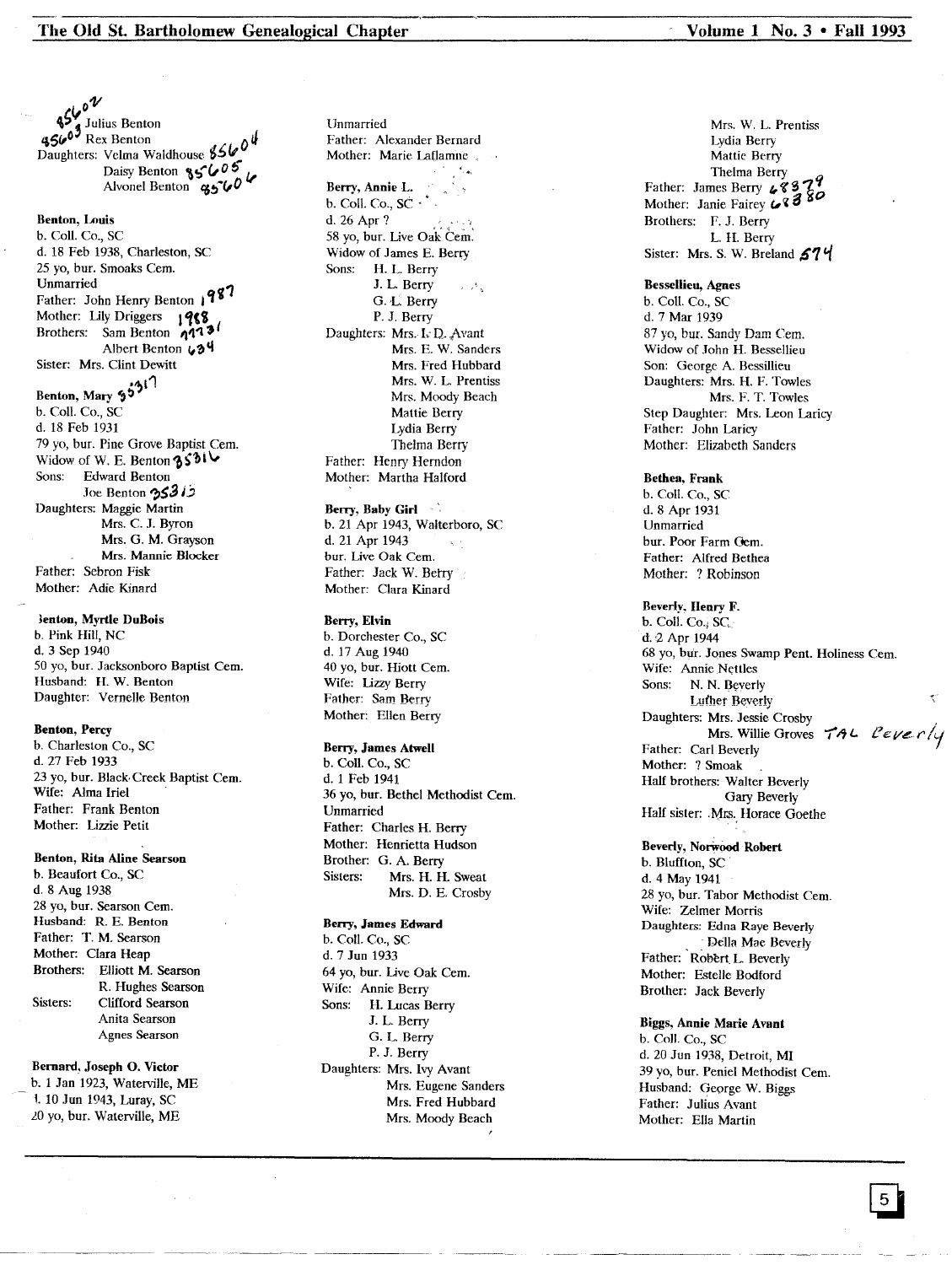85602 Julius Benton
85603 Rex Benton
Daughters: Velma Waldhouse 85604
Daisy Benton 85605
Alvonel Benton 85606

**Benton, Louis**
b. Coll. Co., SC
d. 18 Feb 1938, Charleston, SC
25 yo, bur. Smoaks Cem.
Unmarried
Father: John Henry Benton 1987
Mother: Lily Driggers 1988
Brothers: Sam Benton 11731
Albert Benton 634
Sister: Mrs. Clint Dewitt

**Benton, Mary** 35317
b. Coll. Co., SC
d. 18 Feb 1931
79 yo, bur. Pine Grove Baptist Cem.
Widow of W. E. Benton 35316
Sons: Edward Benton
Joe Benton 35313
Daughters: Maggie Martin
Mrs. C. J. Byron
Mrs. G. M. Grayson
Mrs. Mannie Blocker
Father: Sebron Fisk
Mother: Adie Kinard

**Benton, Myrtle DuBois**
b. Pink Hill, NC
d. 3 Sep 1940
50 yo, bur. Jacksonboro Baptist Cem.
Husband: H. W. Benton
Daughter: Vernelle Benton

**Benton, Percy**
b. Charleston Co., SC
d. 27 Feb 1933
23 yo, bur. Black Creek Baptist Cem.
Wife: Alma Iriel
Father: Frank Benton
Mother: Lizzie Petit

**Benton, Rita Aline Searson**
b. Beaufort Co., SC
d. 8 Aug 1938
28 yo, bur. Searson Cem.
Husband: R. E. Benton
Father: T. M. Searson
Mother: Clara Heap
Brothers: Elliott M. Searson
R. Hughes Searson
Sisters: Clifford Searson
Anita Searson
Agnes Searson

**Bernard, Joseph O. Victor**
b. 1 Jan 1923, Waterville, ME
d. 10 Jun 1943, Luray, SC
20 yo, bur. Waterville, ME
Unmarried
Father: Alexander Bernard
Mother: Marie Laflamne

**Berry, Annie L.**
b. Coll. Co., SC
d. 26 Apr ?
58 yo, bur. Live Oak Cem.
Widow of James E. Berry
Sons: H. L. Berry
J. L. Berry
G. L. Berry
P. J. Berry
Daughters: Mrs. I. D. Avant
Mrs. E. W. Sanders
Mrs. Fred Hubbard
Mrs. W. L. Prentiss
Mrs. Moody Beach
Mattie Berry
Lydia Berry
Thelma Berry
Father: Henry Herndon
Mother: Martha Halford

**Berry, Baby Girl**
b. 21 Apr 1943, Walterboro, SC
d. 21 Apr 1943
bur. Live Oak Cem.
Father: Jack W. Berry
Mother: Clara Kinard

**Berry, Elvin**
b. Dorchester Co., SC
d. 17 Aug 1940
40 yo, bur. Hiott Cem.
Wife: Lizzy Berry
Father: Sam Berry
Mother: Ellen Berry

**Berry, James Atwell**
b. Coll. Co., SC
d. 1 Feb 1941
36 yo, bur. Bethel Methodist Cem.
Unmarried
Father: Charles H. Berry
Mother: Henrietta Hudson
Brother: G. A. Berry
Sisters: Mrs. H. H. Sweat
Mrs. D. E. Crosby

**Berry, James Edward**
b. Coll. Co., SC
d. 7 Jun 1933
64 yo, bur. Live Oak Cem.
Wife: Annie Berry
Sons: H. Lucas Berry
J. L. Berry
G. L. Berry
P. J. Berry
Daughters: Mrs. Ivy Avant
Mrs. Eugene Sanders
Mrs. Fred Hubbard
Mrs. Moody Beach
Mrs. W. L. Prentiss
Lydia Berry
Mattie Berry
Thelma Berry
Father: James Berry 68379
Mother: Janie Fairey 68380
Brothers: F. J. Berry
L. H. Berry
Sister: Mrs. S. W. Breland 574

**Bessellieu, Agnes**
b. Coll. Co., SC
d. 7 Mar 1939
87 yo, bur. Sandy Dam Cem.
Widow of John H. Bessellieu
Son: George A. Bessillieu
Daughters: Mrs. H. F. Towles
Mrs. F. T. Towles
Step Daughter: Mrs. Leon Laricy
Father: John Laricy
Mother: Elizabeth Sanders

**Bethea, Frank**
b. Coll. Co., SC
d. 8 Apr 1931
Unmarried
bur. Poor Farm Cem.
Father: Alfred Bethea
Mother: ? Robinson

**Beverly, Henry F.**
b. Coll. Co., SC
d. 2 Apr 1944
68 yo, bur. Jones Swamp Pent. Holiness Cem.
Wife: Annie Nettles
Sons: N. N. Beverly
Luther Beverly
Daughters: Mrs. Jessie Crosby
Mrs. Willie Groves TAL Beverly
Father: Carl Beverly
Mother: ? Smoak
Half brothers: Walter Beverly
Gary Beverly
Half sister: Mrs. Horace Goethe

**Beverly, Norwood Robert**
b. Bluffton, SC
d. 4 May 1941
28 yo, bur. Tabor Methodist Cem.
Wife: Zelmer Morris
Daughters: Edna Raye Beverly
Della Mae Beverly
Father: Robert L. Beverly
Mother: Estelle Bodford
Brother: Jack Beverly

**Biggs, Annie Marie Avant**
b. Coll. Co., SC
d. 20 Jun 1938, Detroit, MI
39 yo, bur. Peniel Methodist Cem.
Husband: George W. Biggs
Father: Julius Avant
Mother: Ella Martin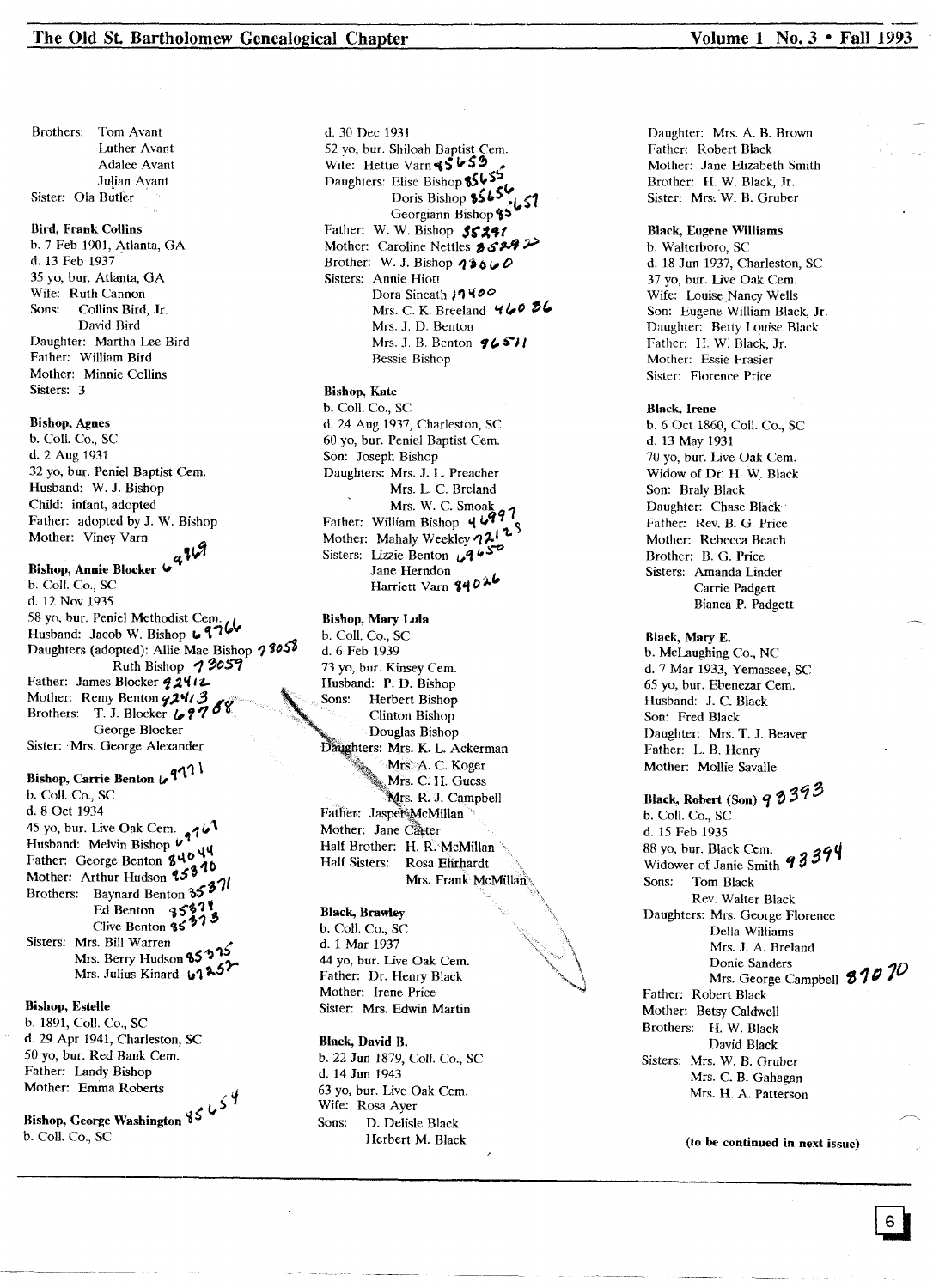Brothers: Tom Avant
Luther Avant
Adalee Avant
Julian Avant
Sister: Ola Butler

**Bird, Frank Collins**
b. 7 Feb 1901, Atlanta, GA
d. 13 Feb 1937
35 yo, bur. Atlanta, GA
Wife: Ruth Cannon
Sons: Collins Bird, Jr.
David Bird
Daughter: Martha Lee Bird
Father: William Bird
Mother: Minnie Collins
Sisters: 3

**Bishop, Agnes**
b. Coll. Co., SC
d. 2 Aug 1931
32 yo, bur. Peniel Baptist Cem.
Husband: W. J. Bishop
Child: infant, adopted
Father: adopted by J. W. Bishop
Mother: Viney Varn

**Bishop, Annie Blocker** 69769
b. Coll. Co., SC
d. 12 Nov 1935
58 yo, bur. Peniel Methodist Cem.
Husband: Jacob W. Bishop 69766
Daughters (adopted): Allie Mae Bishop 78058
Ruth Bishop 73059
Father: James Blocker 92412
Mother: Remy Benton 92413
Brothers: T. J. Blocker 69788
George Blocker
Sister: Mrs. George Alexander

**Bishop, Carrie Benton** 69771
b. Coll. Co., SC
d. 8 Oct 1934
45 yo, bur. Live Oak Cem. 69761
Husband: Melvin Bishop 69761
Father: George Benton 84044
Mother: Arthur Hudson 85370
Brothers: Baynard Benton 85371
Ed Benton 85378
Clive Benton 85373
Sisters: Mrs. Bill Warren
Mrs. Berry Hudson 85375
Mrs. Julius Kinard 61252

**Bishop, Estelle**
b. 1891, Coll. Co., SC
d. 29 Apr 1941, Charleston, SC
50 yo, bur. Red Bank Cem.
Father: Landy Bishop
Mother: Emma Roberts

**Bishop, George Washington** 85654
b. Coll. Co., SC
d. 30 Dec 1931
52 yo, bur. Shiloah Baptist Cem.
Wife: Hettie Varn 85653
Daughters: Elise Bishop 85655
Doris Bishop 85656
Georgiann Bishop 85657
Father: W. W. Bishop 55291
Mother: Caroline Nettles 85292
Brother: W. J. Bishop 73060
Sisters: Annie Hiott
Dora Sineath 17400
Mrs. C. K. Breeland 46036
Mrs. J. D. Benton
Mrs. J. B. Benton 96511
Bessie Bishop

**Bishop, Kate**
b. Coll. Co., SC
d. 24 Aug 1937, Charleston, SC
60 yo, bur. Peniel Baptist Cem.
Son: Joseph Bishop
Daughters: Mrs. J. L. Preacher
Mrs. L. C. Breland
Mrs. W. C. Smoak
Father: William Bishop 46997
Mother: Mahaly Weekley 72125
Sisters: Lizzie Benton 69650
Jane Herndon
Harriett Varn 84026

**Bishop, Mary Lula**
b. Coll. Co., SC
d. 6 Feb 1939
73 yo, bur. Kinsey Cem.
Husband: P. D. Bishop
Sons: Herbert Bishop
Clinton Bishop
Douglas Bishop
Daughters: Mrs. K. L. Ackerman
Mrs. A. C. Koger
Mrs. C. H. Guess
Mrs. R. J. Campbell
Father: Jasper McMillan
Mother: Jane Carter
Half Brother: H. R. McMillan
Half Sisters: Rosa Ehrhardt
Mrs. Frank McMillan

**Black, Brawley**
b. Coll. Co., SC
d. 1 Mar 1937
44 yo, bur. Live Oak Cem.
Father: Dr. Henry Black
Mother: Irene Price
Sister: Mrs. Edwin Martin

**Black, David B.**
b. 22 Jun 1879, Coll. Co., SC
d. 14 Jun 1943
63 yo, bur. Live Oak Cem.
Wife: Rosa Ayer
Sons: D. Delisle Black
Herbert M. Black
Daughter: Mrs. A. B. Brown
Father: Robert Black
Mother: Jane Elizabeth Smith
Brother: H. W. Black, Jr.
Sister: Mrs. W. B. Gruber

**Black, Eugene Williams**
b. Walterboro, SC
d. 18 Jun 1937, Charleston, SC
37 yo, bur. Live Oak Cem.
Wife: Louise Nancy Wells
Son: Eugene William Black, Jr.
Daughter: Betty Louise Black
Father: H. W. Black, Jr.
Mother: Essie Frasier
Sister: Florence Price

**Black, Irene**
b. 6 Oct 1860, Coll. Co., SC
d. 13 May 1931
70 yo, bur. Live Oak Cem.
Widow of Dr. H. W. Black
Son: Braly Black
Daughter: Chase Black
Father: Rev. B. G. Price
Mother: Rebecca Beach
Brother: B. G. Price
Sisters: Amanda Linder
Carrie Padgett
Bianca P. Padgett

**Black, Mary E.**
b. McLaughing Co., NC
d. 7 Mar 1933, Yemassee, SC
65 yo, bur. Ebenezar Cem.
Husband: J. C. Black
Son: Fred Black
Daughter: Mrs. T. J. Beaver
Father: L. B. Henry
Mother: Mollie Savalle

**Black, Robert (Son)** 93393
b. Coll. Co., SC
d. 15 Feb 1935
88 yo, bur. Black Cem.
Widower of Janie Smith 93394
Sons: Tom Black
Rev. Walter Black
Daughters: Mrs. George Florence
Della Williams
Mrs. J. A. Breland
Donie Sanders
Mrs. George Campbell 87070
Father: Robert Black
Mother: Betsy Caldwell
Brothers: H. W. Black
David Black
Sisters: Mrs. W. B. Gruber
Mrs. C. B. Gahagan
Mrs. H. A. Patterson

**(to be continued in next issue)**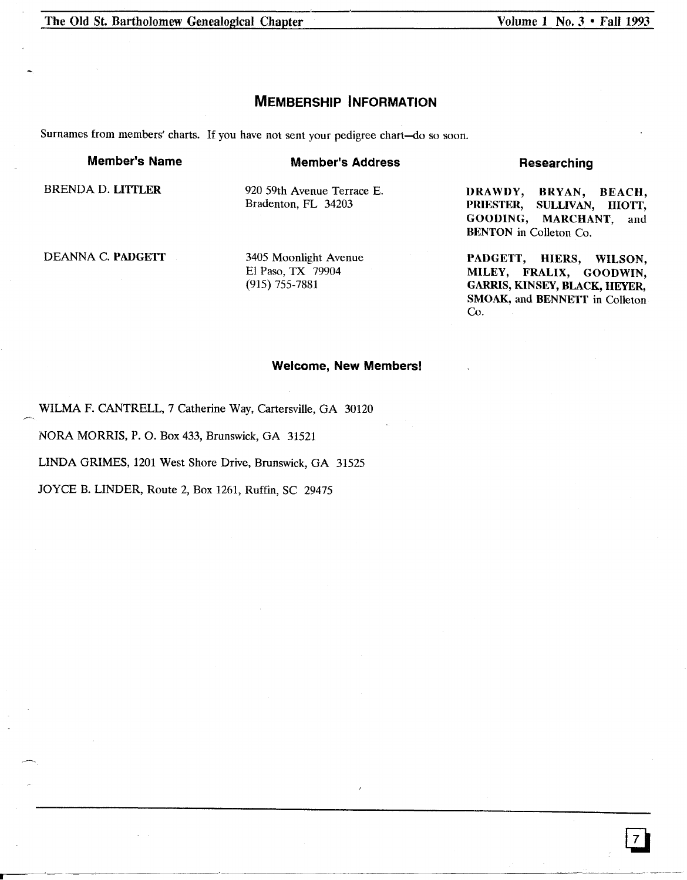## MEMBERSHIP INFORMATION

Surnames from members' charts. If you have not sent your pedigree chart—do so soon.

| Member's Name | Member's Address | Researching |
| --- | --- | --- |
| BRENDA D. **LITTLER** | 920 59th Avenue Terrace E.<br>Bradenton, FL 34203 | **DRAWDY, BRYAN, BEACH, PRIESTER, SULLIVAN, HIOTT, GOODING, MARCHANT,** and **BENTON** in Colleton Co. |
| DEANNA C. **PADGETT** | 3405 Moonlight Avenue<br>El Paso, TX 79904<br>(915) 755-7881 | **PADGETT, HIERS, WILSON, MILEY, FRALIX, GOODWIN, GARRIS, KINSEY, BLACK, HEYER, SMOAK,** and **BENNETT** in Colleton Co. |

### Welcome, New Members!

WILMA F. CANTRELL, 7 Catherine Way, Cartersville, GA 30120

NORA MORRIS, P. O. Box 433, Brunswick, GA 31521

LINDA GRIMES, 1201 West Shore Drive, Brunswick, GA 31525

JOYCE B. LINDER, Route 2, Box 1261, Ruffin, SC 29475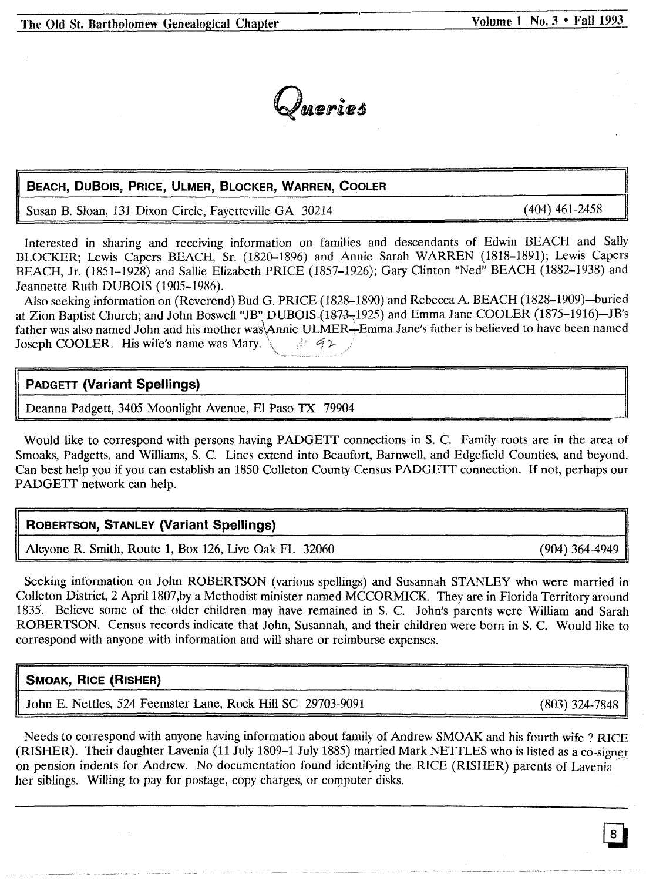# Queries

## BEACH, DUBOIS, PRICE, ULMER, BLOCKER, WARREN, COOLER

Susan B. Sloan, 131 Dixon Circle, Fayetteville GA 30214 (404) 461-2458

Interested in sharing and receiving information on families and descendants of Edwin BEACH and Sally BLOCKER; Lewis Capers BEACH, Sr. (1820–1896) and Annie Sarah WARREN (1818–1891); Lewis Capers BEACH, Jr. (1851–1928) and Sallie Elizabeth PRICE (1857–1926); Gary Clinton "Ned" BEACH (1882–1938) and Jeannette Ruth DUBOIS (1905–1986).

Also seeking information on (Reverend) Bud G. PRICE (1828–1890) and Rebecca A. BEACH (1828–1909)—buried at Zion Baptist Church; and John Boswell "JB" DUBOIS (1873–1925) and Emma Jane COOLER (1875–1916)—JB's father was also named John and his mother was Annie ULMER—Emma Jane's father is believed to have been named Joseph COOLER. His wife's name was Mary.

## PADGETT (Variant Spellings)

Deanna Padgett, 3405 Moonlight Avenue, El Paso TX 79904

Would like to correspond with persons having PADGETT connections in S. C. Family roots are in the area of Smoaks, Padgetts, and Williams, S. C. Lines extend into Beaufort, Barnwell, and Edgefield Counties, and beyond. Can best help you if you can establish an 1850 Colleton County Census PADGETT connection. If not, perhaps our PADGETT network can help.

## ROBERTSON, STANLEY (Variant Spellings)

Alcyone R. Smith, Route 1, Box 126, Live Oak FL 32060 (904) 364-4949

Seeking information on John ROBERTSON (various spellings) and Susannah STANLEY who were married in Colleton District, 2 April 1807,by a Methodist minister named MCCORMICK. They are in Florida Territory around 1835. Believe some of the older children may have remained in S. C. John's parents were William and Sarah ROBERTSON. Census records indicate that John, Susannah, and their children were born in S. C. Would like to correspond with anyone with information and will share or reimburse expenses.

## SMOAK, RICE (RISHER)

John E. Nettles, 524 Feemster Lane, Rock Hill SC 29703-9091 (803) 324-7848

Needs to correspond with anyone having information about family of Andrew SMOAK and his fourth wife ? RICE (RISHER). Their daughter Lavenia (11 July 1809–1 July 1885) married Mark NETTLES who is listed as a co-signer on pension indents for Andrew. No documentation found identifying the RICE (RISHER) parents of Lavenia her siblings. Willing to pay for postage, copy charges, or computer disks.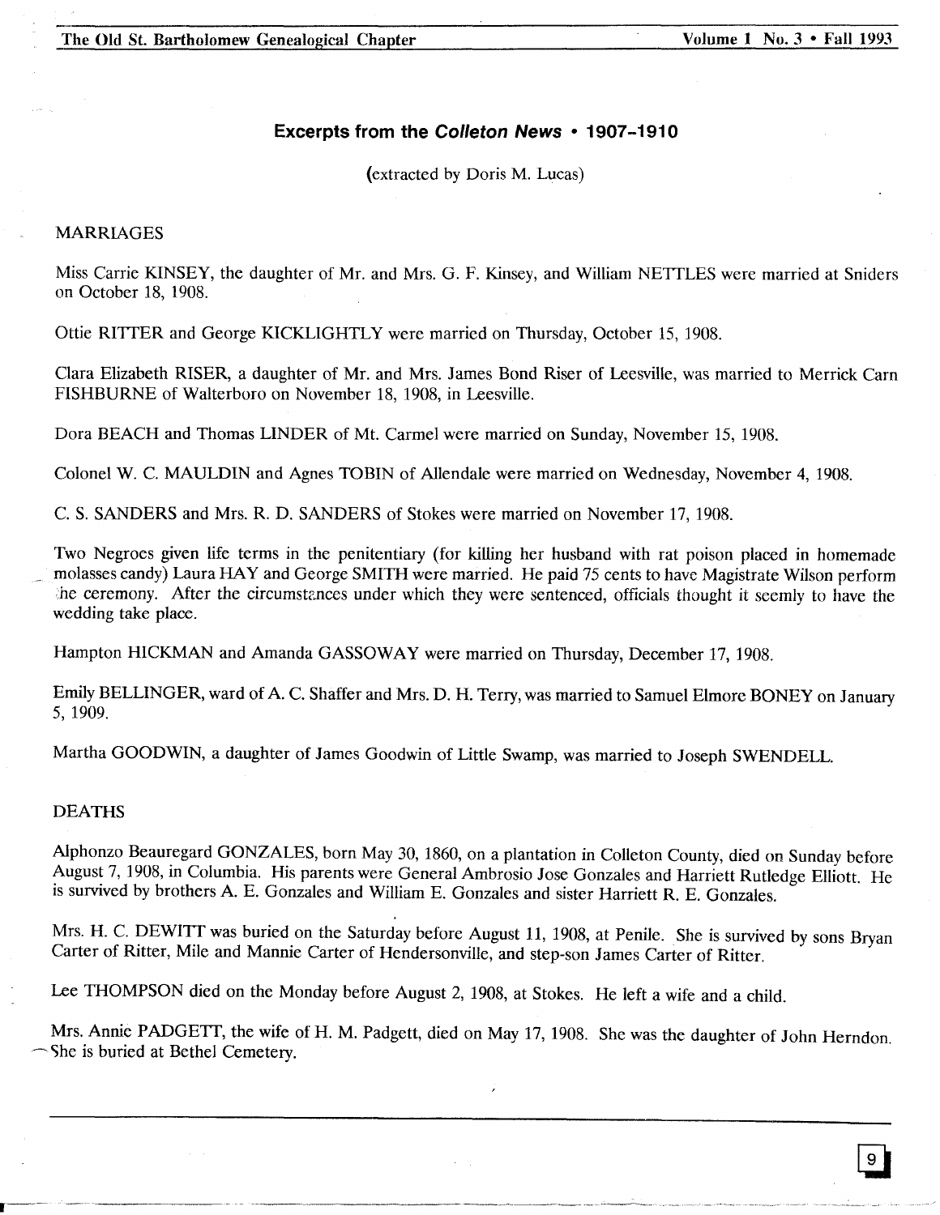## Excerpts from the *Colleton News* • 1907–1910

(extracted by Doris M. Lucas)

### MARRIAGES

Miss Carrie KINSEY, the daughter of Mr. and Mrs. G. F. Kinsey, and William NETTLES were married at Sniders on October 18, 1908.

Ottie RITTER and George KICKLIGHTLY were married on Thursday, October 15, 1908.

Clara Elizabeth RISER, a daughter of Mr. and Mrs. James Bond Riser of Leesville, was married to Merrick Carn FISHBURNE of Walterboro on November 18, 1908, in Leesville.

Dora BEACH and Thomas LINDER of Mt. Carmel were married on Sunday, November 15, 1908.

Colonel W. C. MAULDIN and Agnes TOBIN of Allendale were married on Wednesday, November 4, 1908.

C. S. SANDERS and Mrs. R. D. SANDERS of Stokes were married on November 17, 1908.

Two Negroes given life terms in the penitentiary (for killing her husband with rat poison placed in homemade molasses candy) Laura HAY and George SMITH were married. He paid 75 cents to have Magistrate Wilson perform the ceremony. After the circumstances under which they were sentenced, officials thought it seemly to have the wedding take place.

Hampton HICKMAN and Amanda GASSOWAY were married on Thursday, December 17, 1908.

Emily BELLINGER, ward of A. C. Shaffer and Mrs. D. H. Terry, was married to Samuel Elmore BONEY on January 5, 1909.

Martha GOODWIN, a daughter of James Goodwin of Little Swamp, was married to Joseph SWENDELL.

### DEATHS

Alphonzo Beauregard GONZALES, born May 30, 1860, on a plantation in Colleton County, died on Sunday before August 7, 1908, in Columbia. His parents were General Ambrosio Jose Gonzales and Harriett Rutledge Elliott. He is survived by brothers A. E. Gonzales and William E. Gonzales and sister Harriett R. E. Gonzales.

Mrs. H. C. DEWITT was buried on the Saturday before August 11, 1908, at Penile. She is survived by sons Bryan Carter of Ritter, Mile and Mannie Carter of Hendersonville, and step-son James Carter of Ritter.

Lee THOMPSON died on the Monday before August 2, 1908, at Stokes. He left a wife and a child.

Mrs. Annie PADGETT, the wife of H. M. Padgett, died on May 17, 1908. She was the daughter of John Herndon. She is buried at Bethel Cemetery.